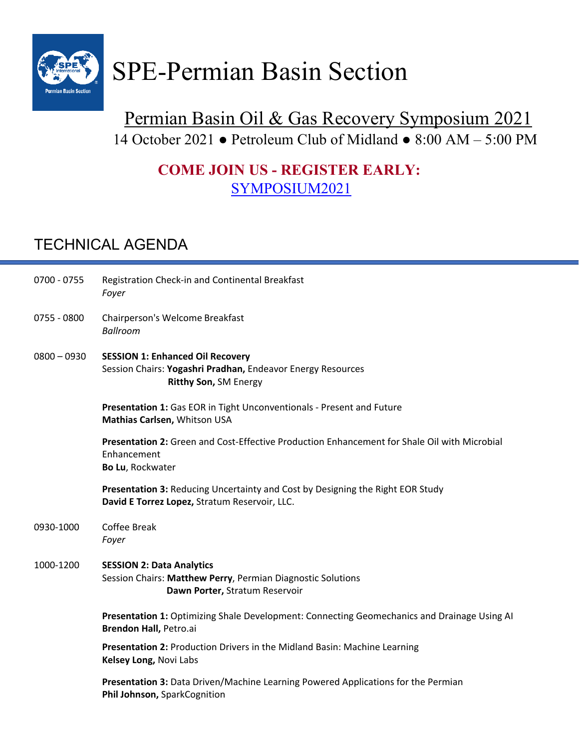# SPE-Permian Basin Section

## Permian Basin Oil & Gas Recovery Symposium 2021

14 October 2021 ● Petroleum Club of Midland ● 8:00 AM – 5:00 PM

**COME JOIN US - REGISTER EARLY:**

SYMPOSIUM2021

## TECHNICAL AGENDA

0700 - 0755 Registration Check-in and Continental Breakfast
*Foyer*

0755 - 0800 Chairperson's Welcome Breakfast
*Ballroom*

0800 – 0930 **SESSION 1: Enhanced Oil Recovery**
Session Chairs: **Yogashri Pradhan,** Endeavor Energy Resources
**Ritthy Son,** SM Energy

**Presentation 1:** Gas EOR in Tight Unconventionals - Present and Future
**Mathias Carlsen,** Whitson USA

**Presentation 2:** Green and Cost-Effective Production Enhancement for Shale Oil with Microbial Enhancement
**Bo Lu**, Rockwater

**Presentation 3:** Reducing Uncertainty and Cost by Designing the Right EOR Study
**David E Torrez Lopez,** Stratum Reservoir, LLC.

0930-1000 Coffee Break
*Foyer*

1000-1200 **SESSION 2: Data Analytics**
Session Chairs: **Matthew Perry**, Permian Diagnostic Solutions
**Dawn Porter,** Stratum Reservoir

**Presentation 1:** Optimizing Shale Development: Connecting Geomechanics and Drainage Using AI
**Brendon Hall,** Petro.ai

**Presentation 2:** Production Drivers in the Midland Basin: Machine Learning
**Kelsey Long,** Novi Labs

**Presentation 3:** Data Driven/Machine Learning Powered Applications for the Permian
**Phil Johnson,** SparkCognition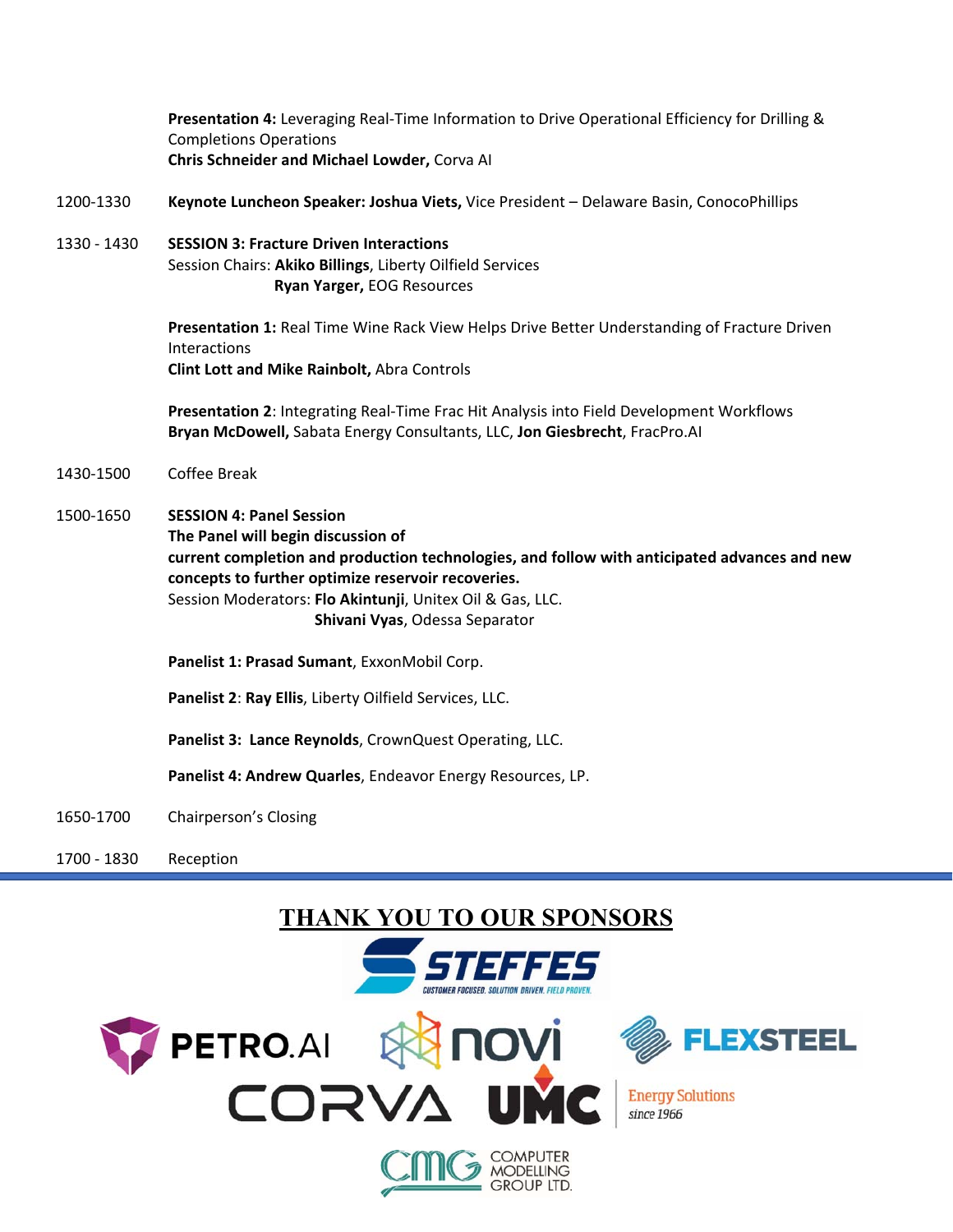**Presentation 4:** Leveraging Real-Time Information to Drive Operational Efficiency for Drilling & Completions Operations
**Chris Schneider and Michael Lowder,** Corva AI

1200-1330 **Keynote Luncheon Speaker: Joshua Viets,** Vice President – Delaware Basin, ConocoPhillips

1330 - 1430 **SESSION 3: Fracture Driven Interactions**
Session Chairs: **Akiko Billings**, Liberty Oilfield Services
**Ryan Yarger,** EOG Resources

**Presentation 1:** Real Time Wine Rack View Helps Drive Better Understanding of Fracture Driven Interactions
**Clint Lott and Mike Rainbolt,** Abra Controls

**Presentation 2**: Integrating Real-Time Frac Hit Analysis into Field Development Workflows
**Bryan McDowell,** Sabata Energy Consultants, LLC, **Jon Giesbrecht**, FracPro.AI

1430-1500 Coffee Break

1500-1650 **SESSION 4: Panel Session**
**The Panel will begin discussion of current completion and production technologies, and follow with anticipated advances and new concepts to further optimize reservoir recoveries.**
Session Moderators: **Flo Akintunji**, Unitex Oil & Gas, LLC.
**Shivani Vyas**, Odessa Separator

**Panelist 1: Prasad Sumant**, ExxonMobil Corp.

**Panelist 2**: **Ray Ellis**, Liberty Oilfield Services, LLC.

**Panelist 3: Lance Reynolds**, CrownQuest Operating, LLC.

**Panelist 4: Andrew Quarles**, Endeavor Energy Resources, LP.

1650-1700 Chairperson's Closing

1700 - 1830 Reception

## THANK YOU TO OUR SPONSORS

STEFFES
CUSTOMER FOCUSED. SOLUTION DRIVEN. FIELD PROVEN.

PETRO.AI

novi

FLEXSTEEL

CORVA

UMC Energy Solutions since 1966

CMG COMPUTER MODELLING GROUP LTD.